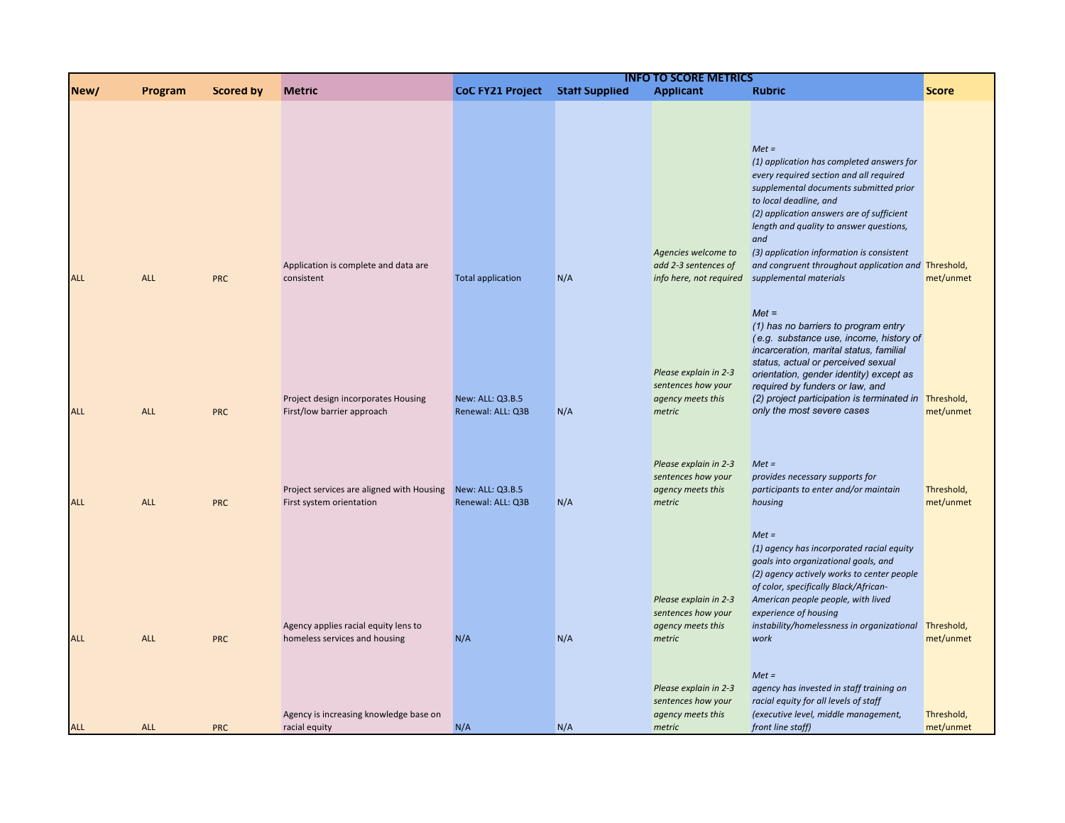| New/ | Program | Scored by | Metric | INFO TO SCORE METRICS | | | | Score |
|---|---|---|---|---|---|---|---|---|
| | | | | CoC FY21 Project | Staff Supplied | Applicant | Rubric | |
| ALL | ALL | PRC | Application is complete and data are consistent | Total application | N/A | *Agencies welcome to add 2-3 sentences of info here, not required* | *Met =*<br>*(1) application has completed answers for every required section and all required supplemental documents submitted prior to local deadline, and*<br>*(2) application answers are of sufficient length and quality to answer questions, and*<br>*(3) application information is consistent and congruent throughout application and supplemental materials* | Threshold, met/unmet |
| ALL | ALL | PRC | Project design incorporates Housing First/low barrier approach | New: ALL: Q3.B.5<br>Renewal: ALL: Q3B | N/A | *Please explain in 2-3 sentences how your agency meets this metric* | *Met =*<br>*(1) has no barriers to program entry (e.g. substance use, income, history of incarceration, marital status, familial status, actual or perceived sexual orientation, gender identity) except as required by funders or law, and*<br>*(2) project participation is terminated in only the most severe cases* | Threshold, met/unmet |
| ALL | ALL | PRC | Project services are aligned with Housing First system orientation | New: ALL: Q3.B.5<br>Renewal: ALL: Q3B | N/A | *Please explain in 2-3 sentences how your agency meets this metric* | *Met =*<br>*provides necessary supports for participants to enter and/or maintain housing* | Threshold, met/unmet |
| ALL | ALL | PRC | Agency applies racial equity lens to homeless services and housing | N/A | N/A | *Please explain in 2-3 sentences how your agency meets this metric* | *Met =*<br>*(1) agency has incorporated racial equity goals into organizational goals, and*<br>*(2) agency actively works to center people of color, specifically Black/African-American people people, with lived experience of housing instability/homelessness in organizational work* | Threshold, met/unmet |
| ALL | ALL | PRC | Agency is increasing knowledge base on racial equity | N/A | N/A | *Please explain in 2-3 sentences how your agency meets this metric* | *Met =*<br>*agency has invested in staff training on racial equity for all levels of staff (executive level, middle management, front line staff)* | Threshold, met/unmet |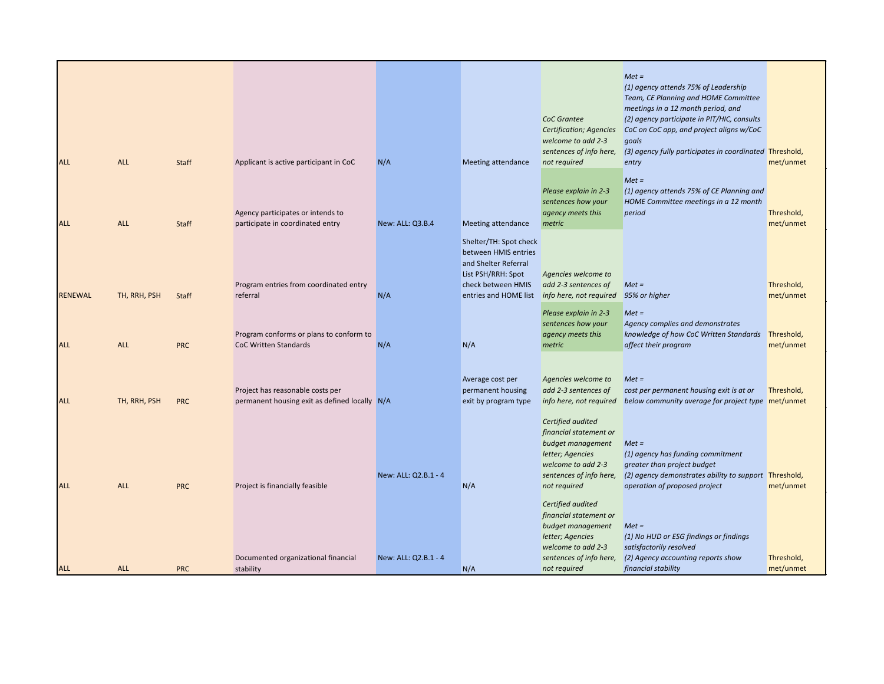| | | | | | | | | |
|---|---|---|---|---|---|---|---|---|
| ALL | ALL | Staff | Applicant is active participant in CoC | N/A | Meeting attendance | *CoC Grantee Certification; Agencies welcome to add 2-3 sentences of info here, not required* | *Met =<br>(1) agency attends 75% of Leadership Team, CE Planning and HOME Committee meetings in a 12 month period, and<br>(2) agency participate in PIT/HIC, consults CoC on CoC app, and project aligns w/CoC goals<br>(3) agency fully participates in coordinated entry* | Threshold, met/unmet |
| ALL | ALL | Staff | Agency participates or intends to participate in coordinated entry | New: ALL: Q3.B.4 | Meeting attendance | *Please explain in 2-3 sentences how your agency meets this metric* | *Met =<br>(1) agency attends 75% of CE Planning and HOME Committee meetings in a 12 month period* | Threshold, met/unmet |
| RENEWAL | TH, RRH, PSH | Staff | Program entries from coordinated entry referral | N/A | Shelter/TH: Spot check between HMIS entries and Shelter Referral List PSH/RRH: Spot check between HMIS entries and HOME list | *Agencies welcome to add 2-3 sentences of info here, not required* | *Met =<br>95% or higher* | Threshold, met/unmet |
| ALL | ALL | PRC | Program conforms or plans to conform to CoC Written Standards | N/A | N/A | *Please explain in 2-3 sentences how your agency meets this metric* | *Met =<br>Agency complies and demonstrates knowledge of how CoC Written Standards affect their program* | Threshold, met/unmet |
| ALL | TH, RRH, PSH | PRC | Project has reasonable costs per permanent housing exit as defined locally | N/A | Average cost per permanent housing exit by program type | *Agencies welcome to add 2-3 sentences of info here, not required* | *Met =<br>cost per permanent housing exit is at or below community average for project type* | Threshold, met/unmet |
| ALL | ALL | PRC | Project is financially feasible | New: ALL: Q2.B.1 - 4 | N/A | *Certified audited financial statement or budget management letter; Agencies welcome to add 2-3 sentences of info here, not required* | *Met =<br>(1) agency has funding commitment greater than project budget<br>(2) agency demonstrates ability to support operation of proposed project* | Threshold, met/unmet |
| ALL | ALL | PRC | Documented organizational financial stability | New: ALL: Q2.B.1 - 4 | N/A | *Certified audited financial statement or budget management letter; Agencies welcome to add 2-3 sentences of info here, not required* | *Met =<br>(1) No HUD or ESG findings or findings satisfactorily resolved<br>(2) Agency accounting reports show financial stability* | Threshold, met/unmet |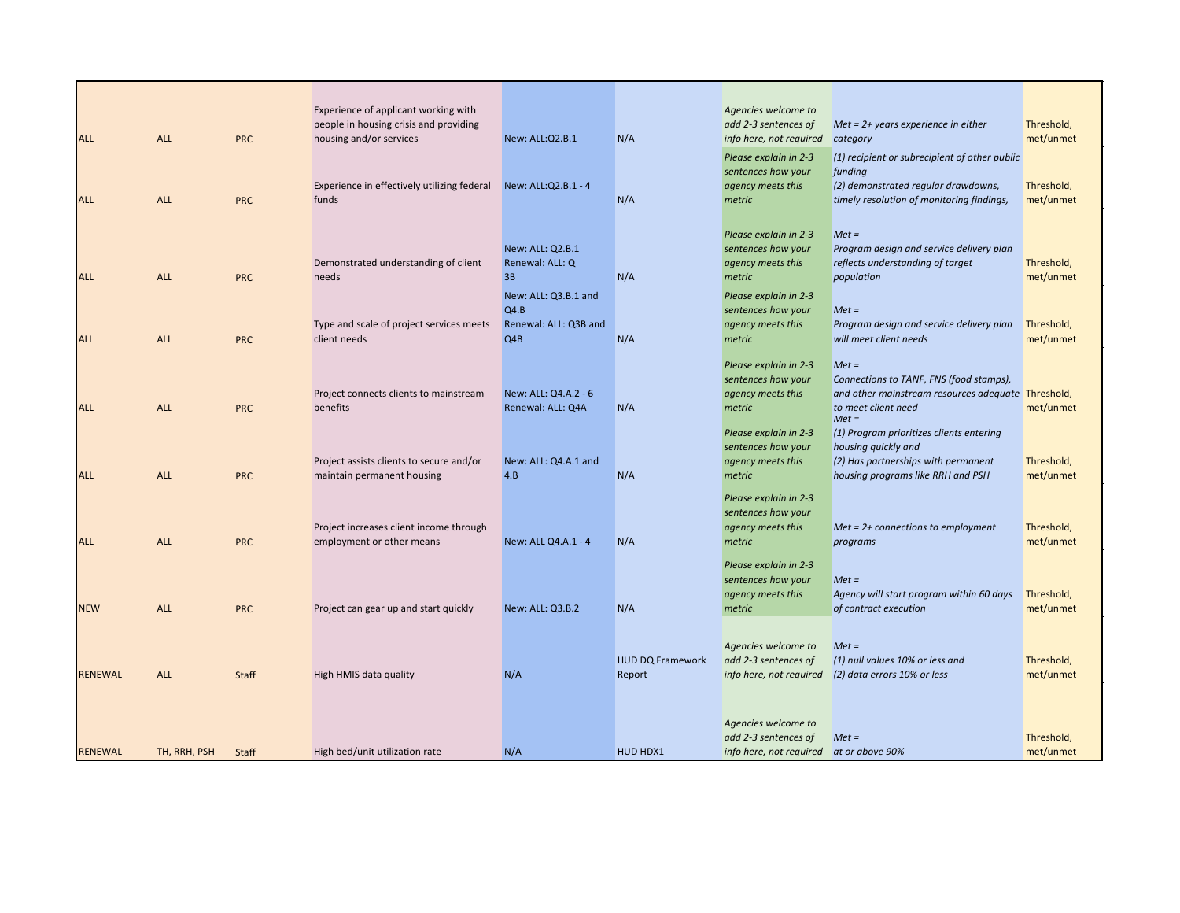| | | | | | | | | |
|---|---|---|---|---|---|---|---|---|
| ALL | ALL | PRC | Experience of applicant working with people in housing crisis and providing housing and/or services | New: ALL:Q2.B.1 | N/A | *Agencies welcome to add 2-3 sentences of info here, not required* | *Met = 2+ years experience in either category* | Threshold, met/unmet |
| ALL | ALL | PRC | Experience in effectively utilizing federal funds | New: ALL:Q2.B.1 - 4 | N/A | *Please explain in 2-3 sentences how your agency meets this metric* | *(1) recipient or subrecipient of other public funding*<br>*(2) demonstrated regular drawdowns, timely resolution of monitoring findings,* | Threshold, met/unmet |
| ALL | ALL | PRC | Demonstrated understanding of client needs | New: ALL: Q2.B.1<br>Renewal: ALL: Q 3B | N/A | *Please explain in 2-3 sentences how your agency meets this metric* | *Met =*<br>*Program design and service delivery plan reflects understanding of target population* | Threshold, met/unmet |
| ALL | ALL | PRC | Type and scale of project services meets client needs | New: ALL: Q3.B.1 and Q4.B<br>Renewal: ALL: Q3B and Q4B | N/A | *Please explain in 2-3 sentences how your agency meets this metric* | *Met =*<br>*Program design and service delivery plan will meet client needs* | Threshold, met/unmet |
| ALL | ALL | PRC | Project connects clients to mainstream benefits | New: ALL: Q4.A.2 - 6<br>Renewal: ALL: Q4A | N/A | *Please explain in 2-3 sentences how your agency meets this metric* | *Met =*<br>*Connections to TANF, FNS (food stamps), and other mainstream resources adequate to meet client need* | Threshold, met/unmet |
| ALL | ALL | PRC | Project assists clients to secure and/or maintain permanent housing | New: ALL: Q4.A.1 and 4.B | N/A | *Please explain in 2-3 sentences how your agency meets this metric* | *Met =*<br>*(1) Program prioritizes clients entering housing quickly and*<br>*(2) Has partnerships with permanent housing programs like RRH and PSH* | Threshold, met/unmet |
| ALL | ALL | PRC | Project increases client income through employment or other means | New: ALL Q4.A.1 - 4 | N/A | *Please explain in 2-3 sentences how your agency meets this metric* | *Met = 2+ connections to employment programs* | Threshold, met/unmet |
| NEW | ALL | PRC | Project can gear up and start quickly | New: ALL: Q3.B.2 | N/A | *Please explain in 2-3 sentences how your agency meets this metric* | *Met =*<br>*Agency will start program within 60 days of contract execution* | Threshold, met/unmet |
| RENEWAL | ALL | Staff | High HMIS data quality | N/A | HUD DQ Framework Report | *Agencies welcome to add 2-3 sentences of info here, not required* | *Met =*<br>*(1) null values 10% or less and*<br>*(2) data errors 10% or less* | Threshold, met/unmet |
| RENEWAL | TH, RRH, PSH | Staff | High bed/unit utilization rate | N/A | HUD HDX1 | *Agencies welcome to add 2-3 sentences of info here, not required* | *Met =*<br>*at or above 90%* | Threshold, met/unmet |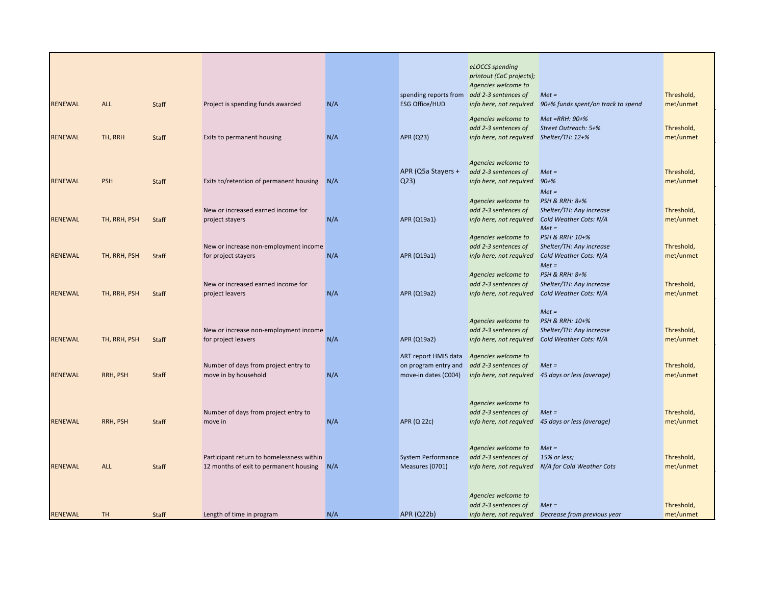| | | | | | | | | |
|---|---|---|---|---|---|---|---|---|
| RENEWAL | ALL | Staff | Project is spending funds awarded | N/A | spending reports from ESG Office/HUD | *eLOCCS spending printout (CoC projects); Agencies welcome to add 2-3 sentences of info here, not required* | *Met = 90+% funds spent/on track to spend* | Threshold, met/unmet |
| RENEWAL | TH, RRH | Staff | Exits to permanent housing | N/A | APR (Q23) | *Agencies welcome to add 2-3 sentences of info here, not required* | *Met =RRH: 90+% Street Outreach: 5+% Shelter/TH: 12+%* | Threshold, met/unmet |
| RENEWAL | PSH | Staff | Exits to/retention of permanent housing | N/A | APR (Q5a Stayers + Q23) | *Agencies welcome to add 2-3 sentences of info here, not required* | *Met = 90+%* | Threshold, met/unmet |
| RENEWAL | TH, RRH, PSH | Staff | New or increased earned income for project stayers | N/A | APR (Q19a1) | *Agencies welcome to add 2-3 sentences of info here, not required* | *Met = PSH & RRH: 8+% Shelter/TH: Any increase Cold Weather Cots: N/A* | Threshold, met/unmet |
| RENEWAL | TH, RRH, PSH | Staff | New or increase non-employment income for project stayers | N/A | APR (Q19a1) | *Agencies welcome to add 2-3 sentences of info here, not required* | *Met = PSH & RRH: 10+% Shelter/TH: Any increase Cold Weather Cots: N/A* | Threshold, met/unmet |
| RENEWAL | TH, RRH, PSH | Staff | New or increased earned income for project leavers | N/A | APR (Q19a2) | *Agencies welcome to add 2-3 sentences of info here, not required* | *Met = PSH & RRH: 8+% Shelter/TH: Any increase Cold Weather Cots: N/A* | Threshold, met/unmet |
| RENEWAL | TH, RRH, PSH | Staff | New or increase non-employment income for project leavers | N/A | APR (Q19a2) | *Agencies welcome to add 2-3 sentences of info here, not required* | *Met = PSH & RRH: 10+% Shelter/TH: Any increase Cold Weather Cots: N/A* | Threshold, met/unmet |
| RENEWAL | RRH, PSH | Staff | Number of days from project entry to move in by household | N/A | ART report HMIS data on program entry and move-in dates (C004) | *Agencies welcome to add 2-3 sentences of info here, not required* | *Met = 45 days or less (average)* | Threshold, met/unmet |
| RENEWAL | RRH, PSH | Staff | Number of days from project entry to move in | N/A | APR (Q 22c) | *Agencies welcome to add 2-3 sentences of info here, not required* | *Met = 45 days or less (average)* | Threshold, met/unmet |
| RENEWAL | ALL | Staff | Participant return to homelessness within 12 months of exit to permanent housing | N/A | System Performance Measures (0701) | *Agencies welcome to add 2-3 sentences of info here, not required* | *Met = 15% or less; N/A for Cold Weather Cots* | Threshold, met/unmet |
| RENEWAL | TH | Staff | Length of time in program | N/A | APR (Q22b) | *Agencies welcome to add 2-3 sentences of info here, not required* | *Met = Decrease from previous year* | Threshold, met/unmet |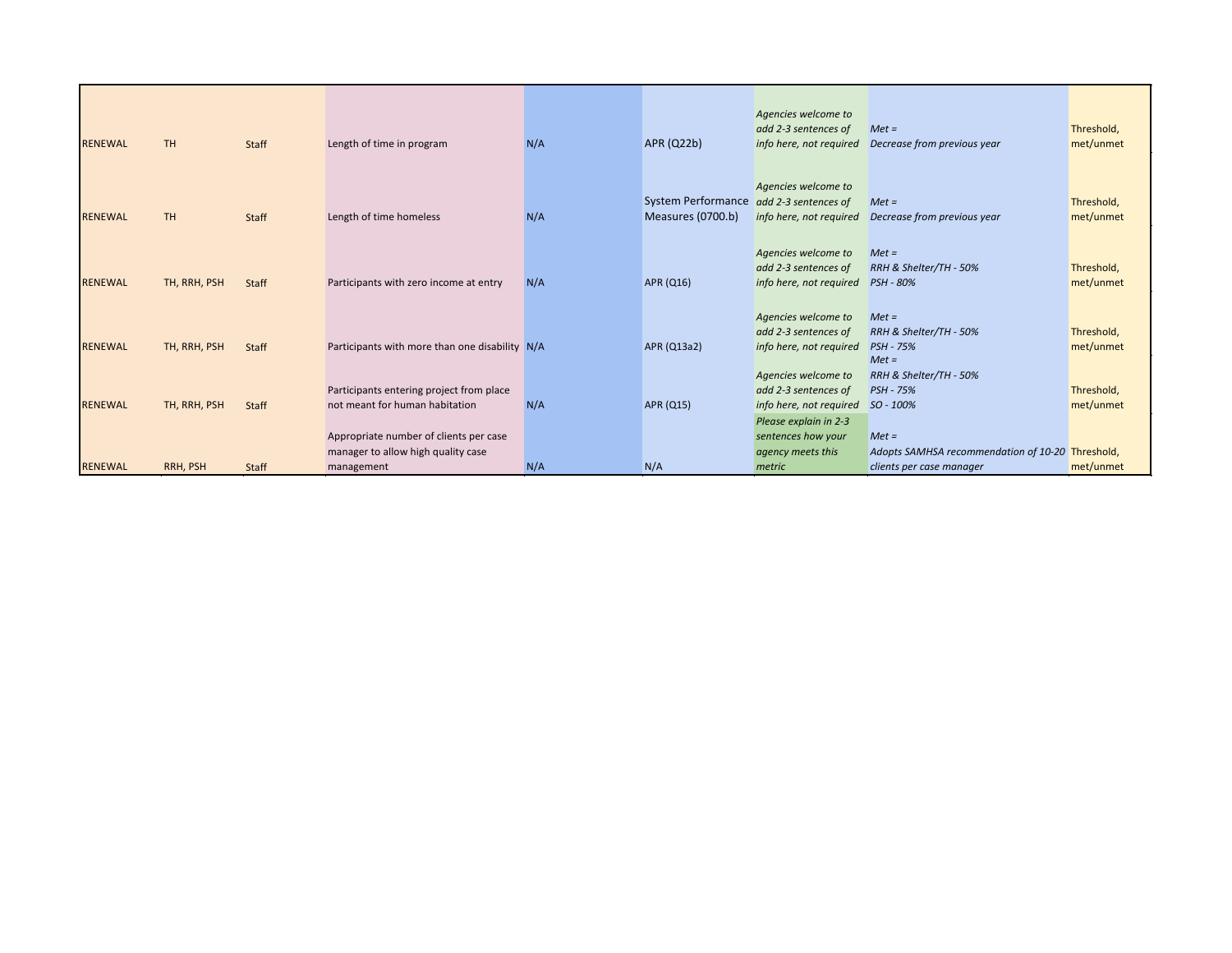| | | | | | | | | |
|---|---|---|---|---|---|---|---|---|
| RENEWAL | TH | Staff | Length of time in program | N/A | APR (Q22b) | *Agencies welcome to add 2-3 sentences of info here, not required* | *Met = Decrease from previous year* | Threshold, met/unmet |
| RENEWAL | TH | Staff | Length of time homeless | N/A | System Performance Measures (0700.b) | *Agencies welcome to add 2-3 sentences of info here, not required* | *Met = Decrease from previous year* | Threshold, met/unmet |
| RENEWAL | TH, RRH, PSH | Staff | Participants with zero income at entry | N/A | APR (Q16) | *Agencies welcome to add 2-3 sentences of info here, not required* | *Met = RRH & Shelter/TH - 50% PSH - 80%* | Threshold, met/unmet |
| RENEWAL | TH, RRH, PSH | Staff | Participants with more than one disability | N/A | APR (Q13a2) | *Agencies welcome to add 2-3 sentences of info here, not required* | *Met = RRH & Shelter/TH - 50% PSH - 75%* | Threshold, met/unmet |
| RENEWAL | TH, RRH, PSH | Staff | Participants entering project from place not meant for human habitation | N/A | APR (Q15) | *Agencies welcome to add 2-3 sentences of info here, not required* | *Met = RRH & Shelter/TH - 50% PSH - 75% SO - 100%* | Threshold, met/unmet |
| RENEWAL | RRH, PSH | Staff | Appropriate number of clients per case manager to allow high quality case management | N/A | N/A | *Please explain in 2-3 sentences how your agency meets this metric* | *Met = Adopts SAMHSA recommendation of 10-20 clients per case manager* | Threshold, met/unmet |